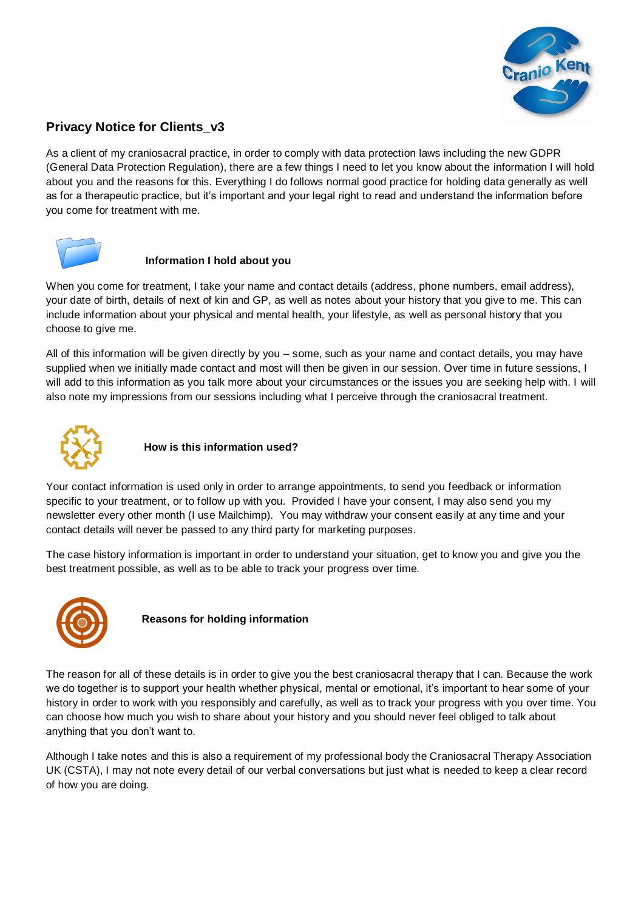## Privacy Notice for Clients_v3

As a client of my craniosacral practice, in order to comply with data protection laws including the new GDPR (General Data Protection Regulation), there are a few things I need to let you know about the information I will hold about you and the reasons for this. Everything I do follows normal good practice for holding data generally as well as for a therapeutic practice, but it's important and your legal right to read and understand the information before you come for treatment with me.

### Information I hold about you

When you come for treatment, I take your name and contact details (address, phone numbers, email address), your date of birth, details of next of kin and GP, as well as notes about your history that you give to me. This can include information about your physical and mental health, your lifestyle, as well as personal history that you choose to give me.

All of this information will be given directly by you – some, such as your name and contact details, you may have supplied when we initially made contact and most will then be given in our session. Over time in future sessions, I will add to this information as you talk more about your circumstances or the issues you are seeking help with. I will also note my impressions from our sessions including what I perceive through the craniosacral treatment.

### How is this information used?

Your contact information is used only in order to arrange appointments, to send you feedback or information specific to your treatment, or to follow up with you. Provided I have your consent, I may also send you my newsletter every other month (I use Mailchimp). You may withdraw your consent easily at any time and your contact details will never be passed to any third party for marketing purposes.

The case history information is important in order to understand your situation, get to know you and give you the best treatment possible, as well as to be able to track your progress over time.

### Reasons for holding information

The reason for all of these details is in order to give you the best craniosacral therapy that I can. Because the work we do together is to support your health whether physical, mental or emotional, it's important to hear some of your history in order to work with you responsibly and carefully, as well as to track your progress with you over time. You can choose how much you wish to share about your history and you should never feel obliged to talk about anything that you don't want to.

Although I take notes and this is also a requirement of my professional body the Craniosacral Therapy Association UK (CSTA), I may not note every detail of our verbal conversations but just what is needed to keep a clear record of how you are doing.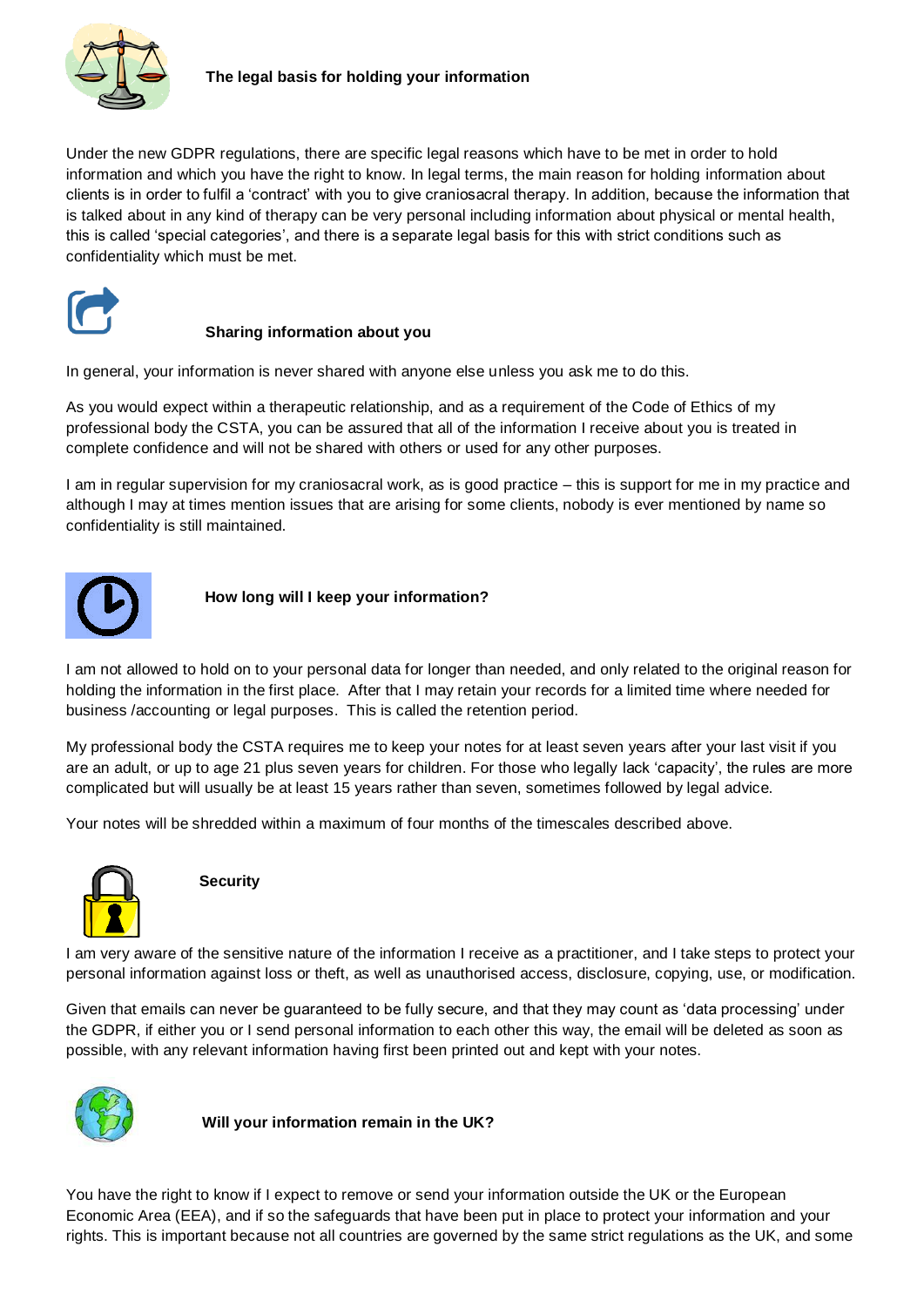### The legal basis for holding your information

Under the new GDPR regulations, there are specific legal reasons which have to be met in order to hold information and which you have the right to know. In legal terms, the main reason for holding information about clients is in order to fulfil a 'contract' with you to give craniosacral therapy. In addition, because the information that is talked about in any kind of therapy can be very personal including information about physical or mental health, this is called 'special categories', and there is a separate legal basis for this with strict conditions such as confidentiality which must be met.

### Sharing information about you

In general, your information is never shared with anyone else unless you ask me to do this.

As you would expect within a therapeutic relationship, and as a requirement of the Code of Ethics of my professional body the CSTA, you can be assured that all of the information I receive about you is treated in complete confidence and will not be shared with others or used for any other purposes.

I am in regular supervision for my craniosacral work, as is good practice – this is support for me in my practice and although I may at times mention issues that are arising for some clients, nobody is ever mentioned by name so confidentiality is still maintained.

### How long will I keep your information?

I am not allowed to hold on to your personal data for longer than needed, and only related to the original reason for holding the information in the first place. After that I may retain your records for a limited time where needed for business /accounting or legal purposes. This is called the retention period.

My professional body the CSTA requires me to keep your notes for at least seven years after your last visit if you are an adult, or up to age 21 plus seven years for children. For those who legally lack 'capacity', the rules are more complicated but will usually be at least 15 years rather than seven, sometimes followed by legal advice.

Your notes will be shredded within a maximum of four months of the timescales described above.

### Security

I am very aware of the sensitive nature of the information I receive as a practitioner, and I take steps to protect your personal information against loss or theft, as well as unauthorised access, disclosure, copying, use, or modification.

Given that emails can never be guaranteed to be fully secure, and that they may count as 'data processing' under the GDPR, if either you or I send personal information to each other this way, the email will be deleted as soon as possible, with any relevant information having first been printed out and kept with your notes.

### Will your information remain in the UK?

You have the right to know if I expect to remove or send your information outside the UK or the European Economic Area (EEA), and if so the safeguards that have been put in place to protect your information and your rights. This is important because not all countries are governed by the same strict regulations as the UK, and some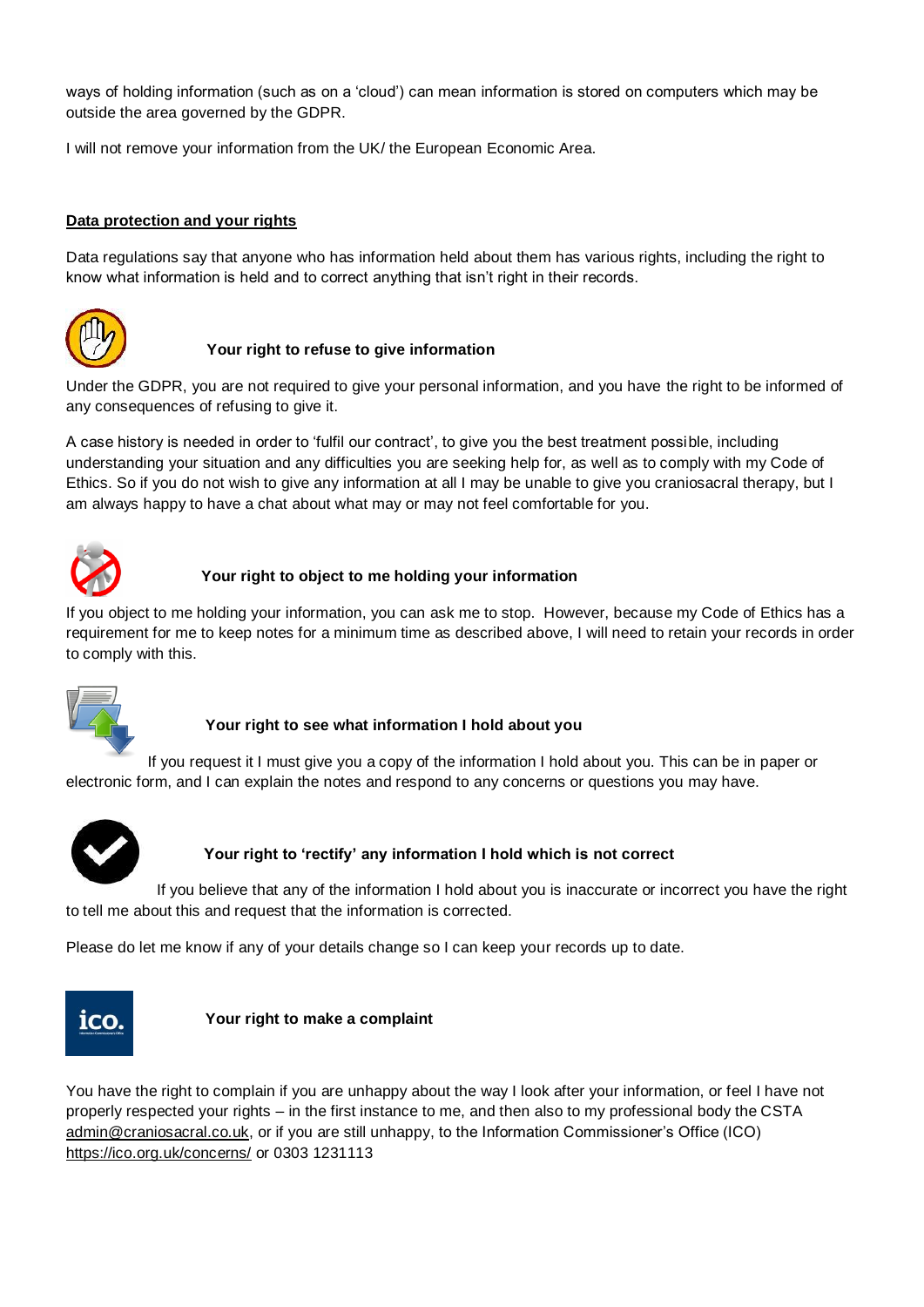ways of holding information (such as on a 'cloud') can mean information is stored on computers which may be outside the area governed by the GDPR.

I will not remove your information from the UK/ the European Economic Area.

## Data protection and your rights

Data regulations say that anyone who has information held about them has various rights, including the right to know what information is held and to correct anything that isn't right in their records.

### Your right to refuse to give information

Under the GDPR, you are not required to give your personal information, and you have the right to be informed of any consequences of refusing to give it.

A case history is needed in order to 'fulfil our contract', to give you the best treatment possible, including understanding your situation and any difficulties you are seeking help for, as well as to comply with my Code of Ethics. So if you do not wish to give any information at all I may be unable to give you craniosacral therapy, but I am always happy to have a chat about what may or may not feel comfortable for you.

### Your right to object to me holding your information

If you object to me holding your information, you can ask me to stop. However, because my Code of Ethics has a requirement for me to keep notes for a minimum time as described above, I will need to retain your records in order to comply with this.

### Your right to see what information I hold about you

If you request it I must give you a copy of the information I hold about you. This can be in paper or electronic form, and I can explain the notes and respond to any concerns or questions you may have.

### Your right to 'rectify' any information I hold which is not correct

If you believe that any of the information I hold about you is inaccurate or incorrect you have the right to tell me about this and request that the information is corrected.

Please do let me know if any of your details change so I can keep your records up to date.

### Your right to make a complaint

You have the right to complain if you are unhappy about the way I look after your information, or feel I have not properly respected your rights – in the first instance to me, and then also to my professional body the CSTA admin@craniosacral.co.uk, or if you are still unhappy, to the Information Commissioner's Office (ICO) https://ico.org.uk/concerns/ or 0303 1231113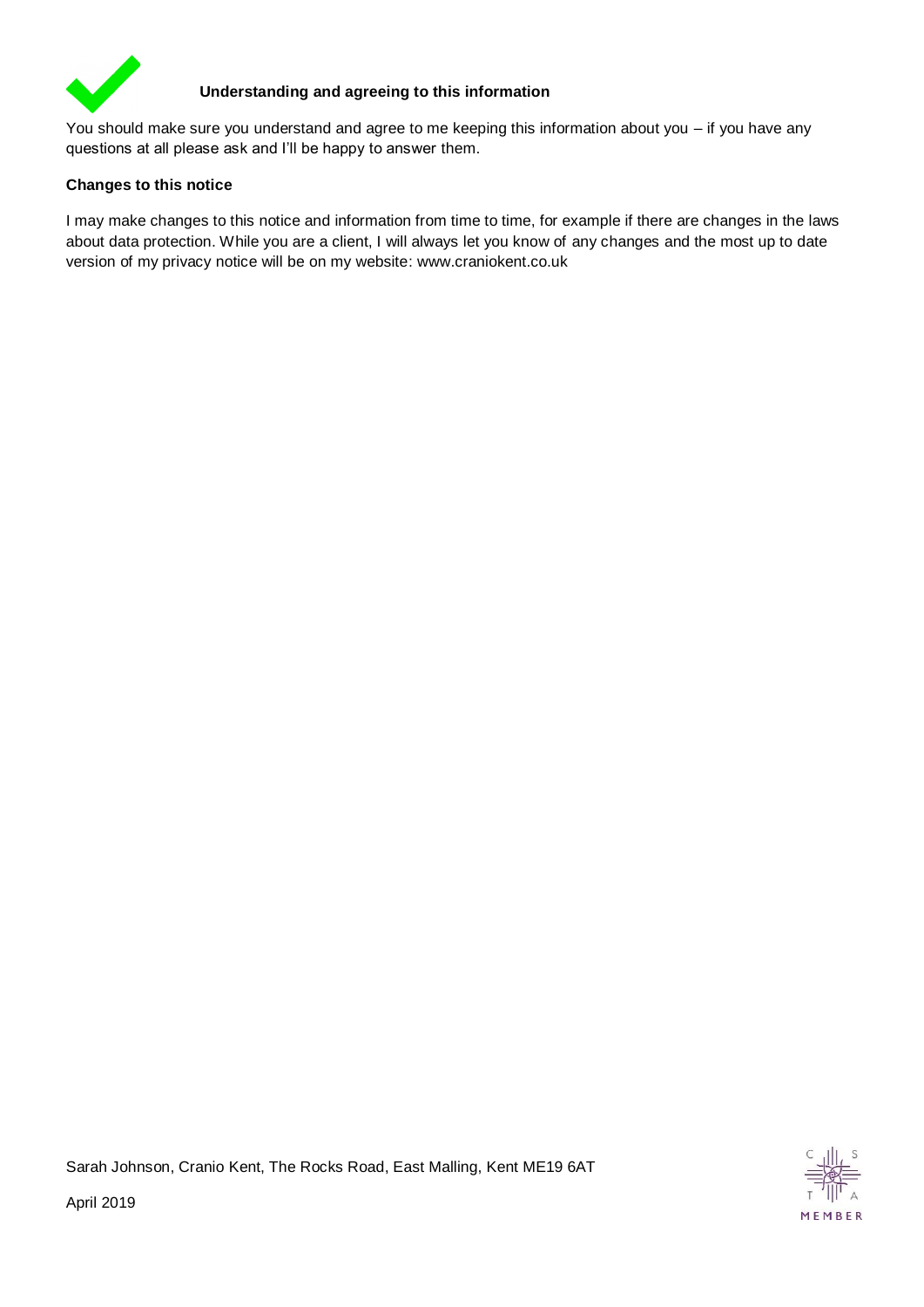**Understanding and agreeing to this information**

You should make sure you understand and agree to me keeping this information about you – if you have any questions at all please ask and I'll be happy to answer them.

**Changes to this notice**

I may make changes to this notice and information from time to time, for example if there are changes in the laws about data protection. While you are a client, I will always let you know of any changes and the most up to date version of my privacy notice will be on my website: www.craniokent.co.uk

Sarah Johnson, Cranio Kent, The Rocks Road, East Malling, Kent ME19 6AT

April 2019